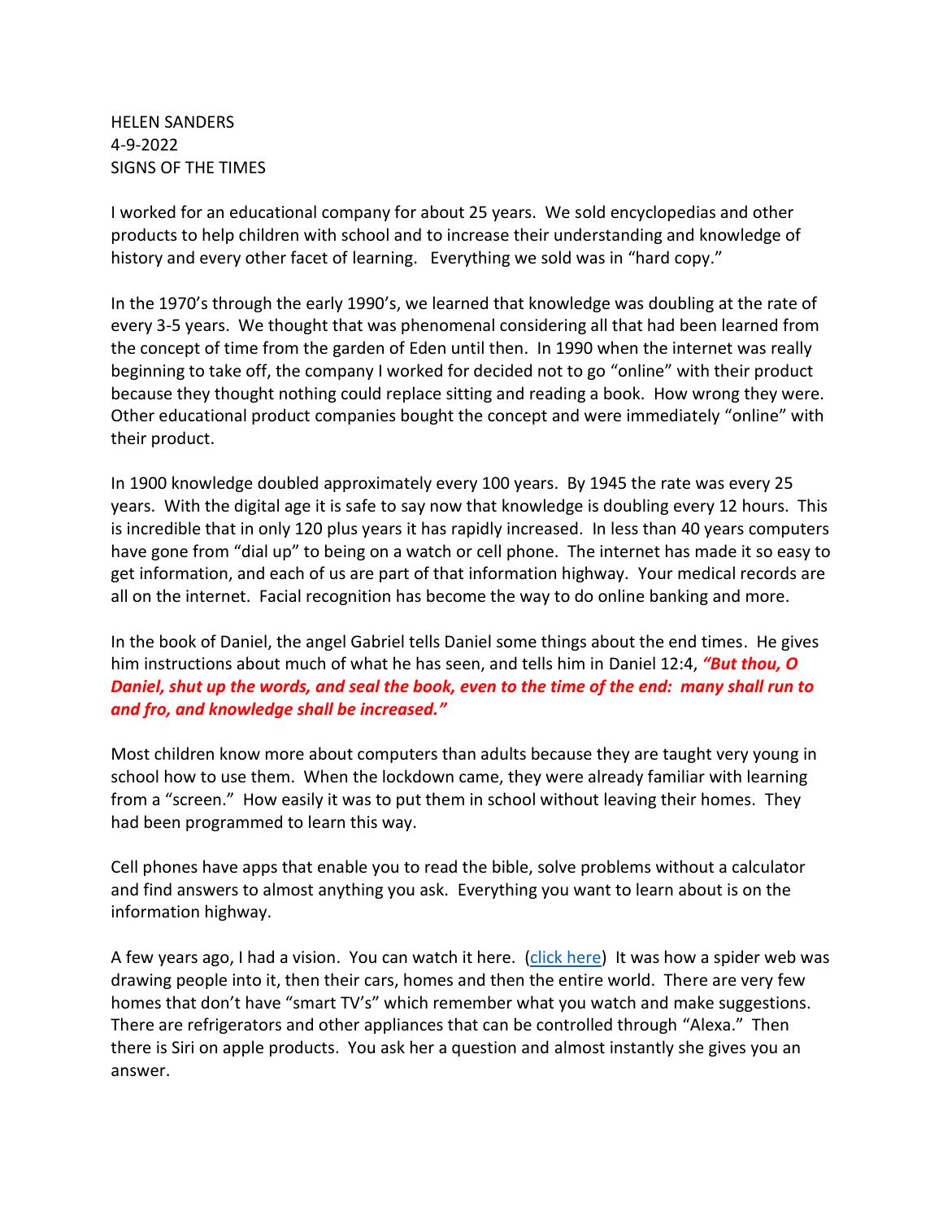HELEN SANDERS
4-9-2022
SIGNS OF THE TIMES

I worked for an educational company for about 25 years. We sold encyclopedias and other products to help children with school and to increase their understanding and knowledge of history and every other facet of learning. Everything we sold was in "hard copy."

In the 1970's through the early 1990's, we learned that knowledge was doubling at the rate of every 3-5 years. We thought that was phenomenal considering all that had been learned from the concept of time from the garden of Eden until then. In 1990 when the internet was really beginning to take off, the company I worked for decided not to go "online" with their product because they thought nothing could replace sitting and reading a book. How wrong they were. Other educational product companies bought the concept and were immediately "online" with their product.

In 1900 knowledge doubled approximately every 100 years. By 1945 the rate was every 25 years. With the digital age it is safe to say now that knowledge is doubling every 12 hours. This is incredible that in only 120 plus years it has rapidly increased. In less than 40 years computers have gone from "dial up" to being on a watch or cell phone. The internet has made it so easy to get information, and each of us are part of that information highway. Your medical records are all on the internet. Facial recognition has become the way to do online banking and more.

In the book of Daniel, the angel Gabriel tells Daniel some things about the end times. He gives him instructions about much of what he has seen, and tells him in Daniel 12:4, ***"But thou, O Daniel, shut up the words, and seal the book, even to the time of the end: many shall run to and fro, and knowledge shall be increased."***

Most children know more about computers than adults because they are taught very young in school how to use them. When the lockdown came, they were already familiar with learning from a "screen." How easily it was to put them in school without leaving their homes. They had been programmed to learn this way.

Cell phones have apps that enable you to read the bible, solve problems without a calculator and find answers to almost anything you ask. Everything you want to learn about is on the information highway.

A few years ago, I had a vision. You can watch it here. (click here) It was how a spider web was drawing people into it, then their cars, homes and then the entire world. There are very few homes that don't have "smart TV's" which remember what you watch and make suggestions. There are refrigerators and other appliances that can be controlled through "Alexa." Then there is Siri on apple products. You ask her a question and almost instantly she gives you an answer.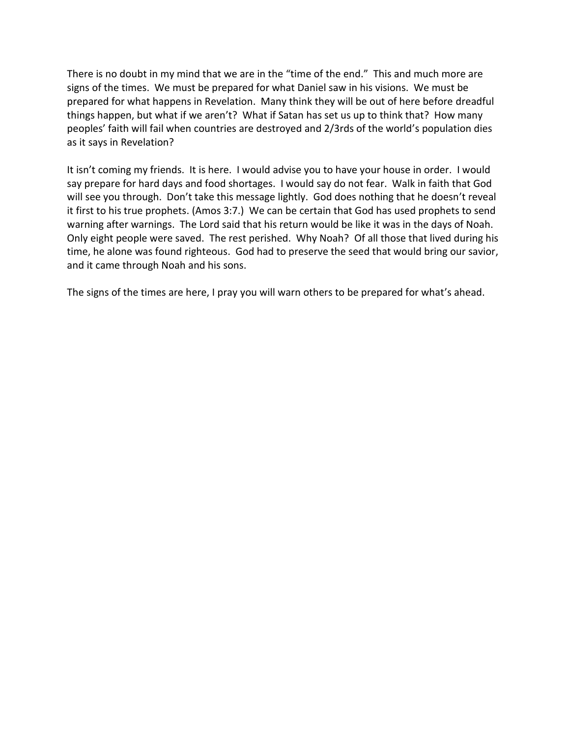There is no doubt in my mind that we are in the "time of the end." This and much more are signs of the times. We must be prepared for what Daniel saw in his visions. We must be prepared for what happens in Revelation. Many think they will be out of here before dreadful things happen, but what if we aren't? What if Satan has set us up to think that? How many peoples' faith will fail when countries are destroyed and 2/3rds of the world's population dies as it says in Revelation?

It isn't coming my friends. It is here. I would advise you to have your house in order. I would say prepare for hard days and food shortages. I would say do not fear. Walk in faith that God will see you through. Don't take this message lightly. God does nothing that he doesn't reveal it first to his true prophets. (Amos 3:7.) We can be certain that God has used prophets to send warning after warnings. The Lord said that his return would be like it was in the days of Noah. Only eight people were saved. The rest perished. Why Noah? Of all those that lived during his time, he alone was found righteous. God had to preserve the seed that would bring our savior, and it came through Noah and his sons.

The signs of the times are here, I pray you will warn others to be prepared for what's ahead.